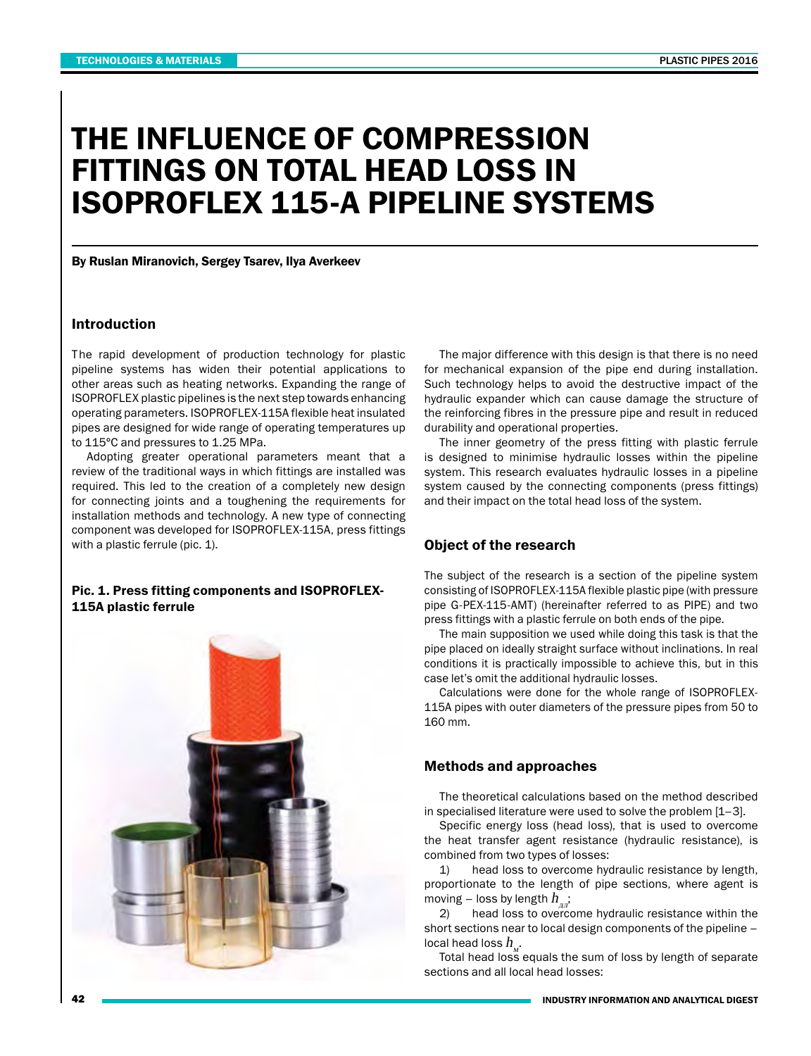# THE INFLUENCE OF COMPRESSION FITTINGS ON TOTAL HEAD LOSS IN ISOPROFLEX 115-A PIPELINE SYSTEMS

**By Ruslan Miranovich, Sergey Tsarev, Ilya Averkeev**

## Introduction

The rapid development of production technology for plastic pipeline systems has widen their potential applications to other areas such as heating networks. Expanding the range of ISOPROFLEX plastic pipelines is the next step towards enhancing operating parameters. ISOPROFLEX-115A flexible heat insulated pipes are designed for wide range of operating temperatures up to 115°C and pressures to 1.25 MPa.

Adopting greater operational parameters meant that a review of the traditional ways in which fittings are installed was required. This led to the creation of a completely new design for connecting joints and a toughening the requirements for installation methods and technology. A new type of connecting component was developed for ISOPROFLEX-115A, press fittings with a plastic ferrule (pic. 1).

**Pic. 1. Press fitting components and ISOPROFLEX-115A plastic ferrule**

The major difference with this design is that there is no need for mechanical expansion of the pipe end during installation. Such technology helps to avoid the destructive impact of the hydraulic expander which can cause damage the structure of the reinforcing fibres in the pressure pipe and result in reduced durability and operational properties.

The inner geometry of the press fitting with plastic ferrule is designed to minimise hydraulic losses within the pipeline system. This research evaluates hydraulic losses in a pipeline system caused by the connecting components (press fittings) and their impact on the total head loss of the system.

## Object of the research

The subject of the research is a section of the pipeline system consisting of ISOPROFLEX-115A flexible plastic pipe (with pressure pipe G-PEX-115-AMT) (hereinafter referred to as PIPE) and two press fittings with a plastic ferrule on both ends of the pipe.

The main supposition we used while doing this task is that the pipe placed on ideally straight surface without inclinations. In real conditions it is practically impossible to achieve this, but in this case let's omit the additional hydraulic losses.

Calculations were done for the whole range of ISOPROFLEX-115A pipes with outer diameters of the pressure pipes from 50 to 160 mm.

## Methods and approaches

The theoretical calculations based on the method described in specialised literature were used to solve the problem [1–3].

Specific energy loss (head loss), that is used to overcome the heat transfer agent resistance (hydraulic resistance), is combined from two types of losses:

1) head loss to overcome hydraulic resistance by length, proportionate to the length of pipe sections, where agent is moving – loss by length $h_{дл}$;

2) head loss to overcome hydraulic resistance within the short sections near to local design components of the pipeline – local head loss $h_{м}$.

Total head loss equals the sum of loss by length of separate sections and all local head losses: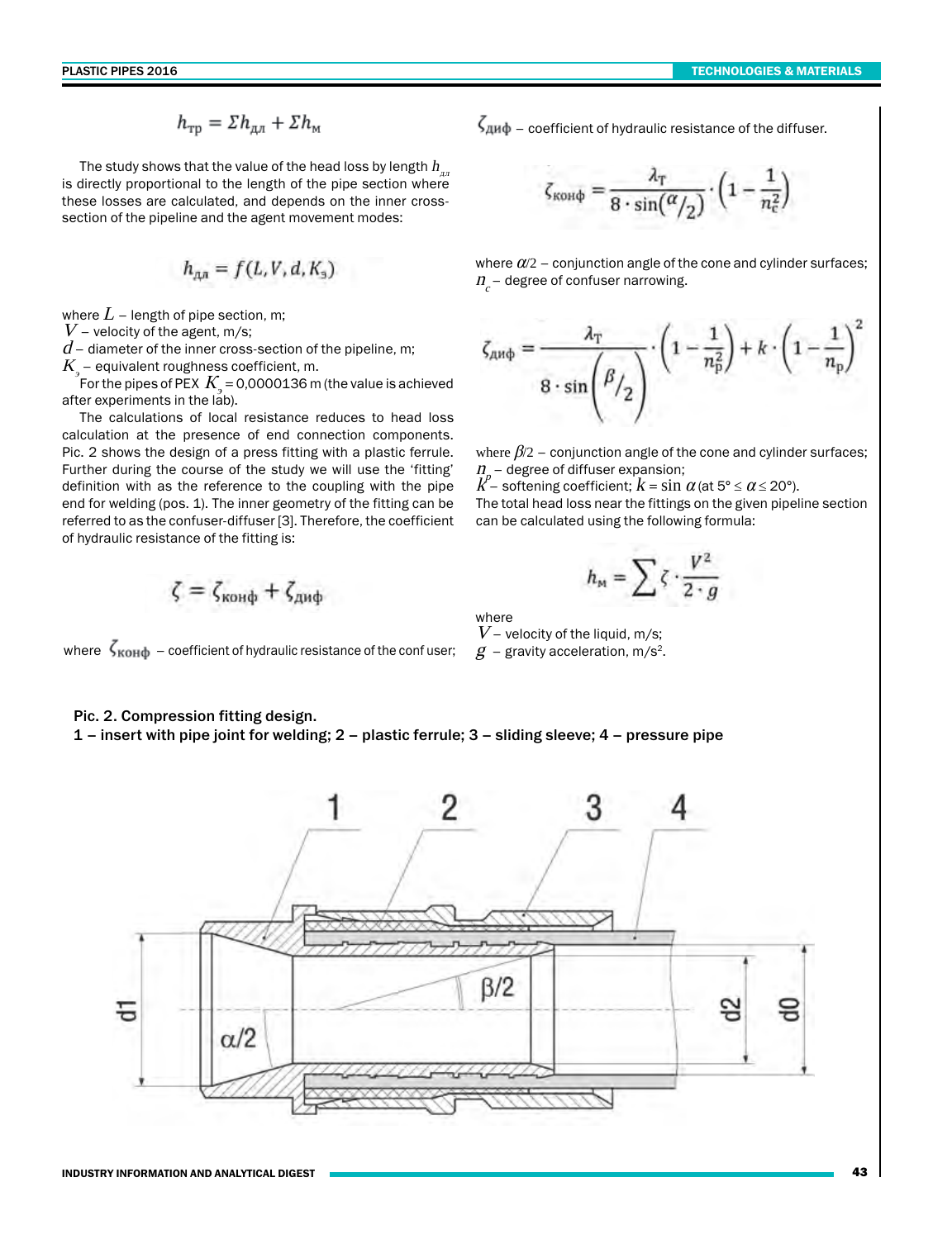$$h_{тр} = \Sigma h_{дл} + \Sigma h_{м}$$

The study shows that the value of the head loss by length $h_{дл}$ is directly proportional to the length of the pipe section where these losses are calculated, and depends on the inner cross-section of the pipeline and the agent movement modes:

$$h_{дл} = f(L, V, d, K_{э})$$

where $L$ – length of pipe section, m;
$V$ – velocity of the agent, m/s;
$d$ – diameter of the inner cross-section of the pipeline, m;
$K_{э}$ – equivalent roughness coefficient, m.

For the pipes of PEX $K_{э}$ = 0,0000136 m (the value is achieved after experiments in the lab).

The calculations of local resistance reduces to head loss calculation at the presence of end connection components. Pic. 2 shows the design of a press fitting with a plastic ferrule. Further during the course of the study we will use the 'fitting' definition with as the reference to the coupling with the pipe end for welding (pos. 1). The inner geometry of the fitting can be referred to as the confuser-diffuser [3]. Therefore, the coefficient of hydraulic resistance of the fitting is:

$$\zeta = \zeta_{конф} + \zeta_{диф}$$

where $\zeta_{конф}$ – coefficient of hydraulic resistance of the conf user;

$\zeta_{диф}$ – coefficient of hydraulic resistance of the diffuser.

$$\zeta_{конф} = \frac{\lambda_{Т}}{8 \cdot \sin(\alpha/2)} \cdot \left(1 - \frac{1}{n_c^2}\right)$$

where $\alpha/2$ – conjunction angle of the cone and cylinder surfaces;
$n_c$ – degree of confuser narrowing.

$$\zeta_{диф} = \frac{\lambda_{Т}}{8 \cdot \sin\left(\beta/2\right)} \cdot \left(1 - \frac{1}{n_p^2}\right) + k \cdot \left(1 - \frac{1}{n_p}\right)^2$$

where $\beta/2$ – conjunction angle of the cone and cylinder surfaces;
$n_p$ – degree of diffuser expansion;
$K$ – softening coefficient; $k = \sin\alpha$ (at 5° ≤ $\alpha$ ≤ 20°).

The total head loss near the fittings on the given pipeline section can be calculated using the following formula:

$$h_{м} = \sum \zeta \cdot \frac{V^2}{2 \cdot g}$$

where
$V$ – velocity of the liquid, m/s;
$g$ – gravity acceleration, m/s².

**Pic. 2. Compression fitting design.**
**1 – insert with pipe joint for welding; 2 – plastic ferrule; 3 – sliding sleeve; 4 – pressure pipe**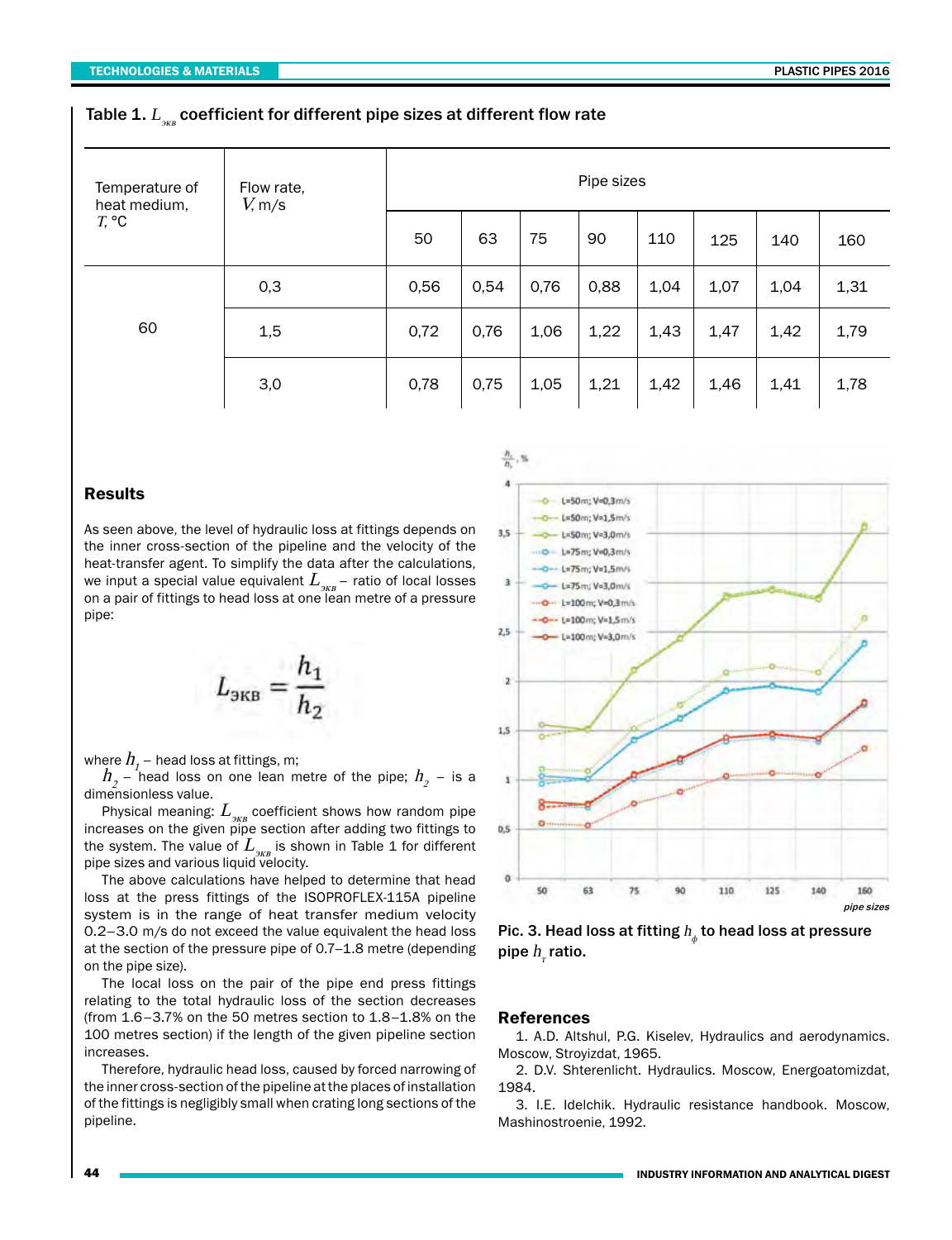Table 1. $L_{экв}$ coefficient for different pipe sizes at different flow rate

| Temperature of heat medium, $T$, °C | Flow rate, $V$, m/s | Pipe sizes | | | | | | | |
|---|---|---|---|---|---|---|---|---|---|
| | | 50 | 63 | 75 | 90 | 110 | 125 | 140 | 160 |
| 60 | 0,3 | 0,56 | 0,54 | 0,76 | 0,88 | 1,04 | 1,07 | 1,04 | 1,31 |
| | 1,5 | 0,72 | 0,76 | 1,06 | 1,22 | 1,43 | 1,47 | 1,42 | 1,79 |
| | 3,0 | 0,78 | 0,75 | 1,05 | 1,21 | 1,42 | 1,46 | 1,41 | 1,78 |

## Results

As seen above, the level of hydraulic loss at fittings depends on the inner cross-section of the pipeline and the velocity of the heat-transfer agent. To simplify the data after the calculations, we input a special value equivalent $L_{экв}$ – ratio of local losses on a pair of fittings to head loss at one lean metre of a pressure pipe:

$$L_{экв} = \frac{h_1}{h_2}$$

where $h_1$ – head loss at fittings, m;

$h_2$ – head loss on one lean metre of the pipe; $h_2$ – is a dimensionless value.

Physical meaning: $L_{экв}$ coefficient shows how random pipe increases on the given pipe section after adding two fittings to the system. The value of $L_{экв}$ is shown in Table 1 for different pipe sizes and various liquid velocity.

The above calculations have helped to determine that head loss at the press fittings of the ISOPROFLEX-115A pipeline system is in the range of heat transfer medium velocity 0.2–3.0 m/s do not exceed the value equivalent the head loss at the section of the pressure pipe of 0.7–1.8 metre (depending on the pipe size).

The local loss on the pair of the pipe end press fittings relating to the total hydraulic loss of the section decreases (from 1.6–3.7% on the 50 metres section to 1.8–1.8% on the 100 metres section) if the length of the given pipeline section increases.

Therefore, hydraulic head loss, caused by forced narrowing of the inner cross-section of the pipeline at the places of installation of the fittings is negligibly small when crating long sections of the pipeline.

$\frac{h_ф}{h_т}$, %

4
3,5
3
2,5
2
1,5
1
0,5
0

L=50m; V=0,3m/s
L=50m; V=1,5m/s
L=50m; V=3,0m/s
L=75m; V=0,3m/s
L=75m; V=1,5m/s
L=75m; V=3,0m/s
L=100m; V=0,3m/s
L=100m; V=1,5m/s
L=100m; V=3,0m/s

50 63 75 90 110 125 140 160

pipe sizes

Pic. 3. Head loss at fitting $h_ф$ to head loss at pressure pipe $h_т$ ratio.

## References

1. A.D. Altshul, P.G. Kiselev, Hydraulics and aerodynamics. Moscow, Stroyizdat, 1965.
2. D.V. Shterenlicht. Hydraulics. Moscow, Energoatomizdat, 1984.
3. I.E. Idelchik. Hydraulic resistance handbook. Moscow, Mashinostroenie, 1992.